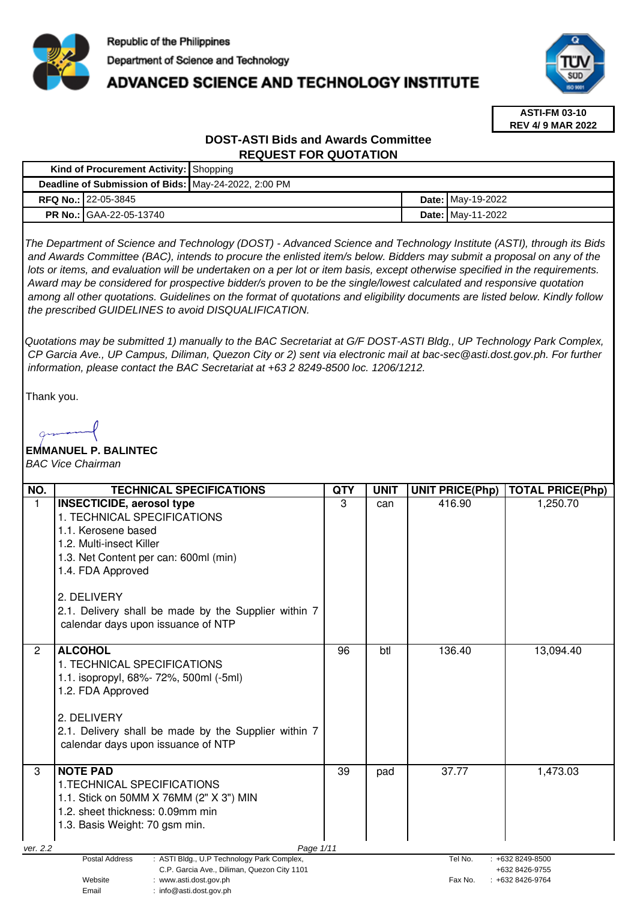Republic of the Philippines

Department of Science and Technology

# ADVANCED SCIENCE AND TECHNOLOGY INSTITUTE

**ASTI-FM 03-10**
**REV 4/ 9 MAR 2022**

## DOST-ASTI Bids and Awards Committee
## REQUEST FOR QUOTATION

| | | | |
|---|---|---|---|
| **Kind of Procurement Activity:** | Shopping | | |
| **Deadline of Submission of Bids:** | May-24-2022, 2:00 PM | | |
| **RFQ No.:** | 22-05-3845 | **Date:** | May-19-2022 |
| **PR No.:** | GAA-22-05-13740 | **Date:** | May-11-2022 |

*The Department of Science and Technology (DOST) - Advanced Science and Technology Institute (ASTI), through its Bids and Awards Committee (BAC), intends to procure the enlisted item/s below. Bidders may submit a proposal on any of the lots or items, and evaluation will be undertaken on a per lot or item basis, except otherwise specified in the requirements. Award may be considered for prospective bidder/s proven to be the single/lowest calculated and responsive quotation among all other quotations. Guidelines on the format of quotations and eligibility documents are listed below. Kindly follow the prescribed GUIDELINES to avoid DISQUALIFICATION.*

*Quotations may be submitted 1) manually to the BAC Secretariat at G/F DOST-ASTI Bldg., UP Technology Park Complex, CP Garcia Ave., UP Campus, Diliman, Quezon City or 2) sent via electronic mail at bac-sec@asti.dost.gov.ph. For further information, please contact the BAC Secretariat at +63 2 8249-8500 loc. 1206/1212.*

Thank you.

**EMMANUEL P. BALINTEC**
*BAC Vice Chairman*

| NO. | TECHNICAL SPECIFICATIONS | QTY | UNIT | UNIT PRICE(Php) | TOTAL PRICE(Php) |
|---|---|---|---|---|---|
| 1 | **INSECTICIDE, aerosol type**<br>1. TECHNICAL SPECIFICATIONS<br>1.1. Kerosene based<br>1.2. Multi-insect Killer<br>1.3. Net Content per can: 600ml (min)<br>1.4. FDA Approved<br><br>2. DELIVERY<br>2.1. Delivery shall be made by the Supplier within 7 calendar days upon issuance of NTP | 3 | can | 416.90 | 1,250.70 |
| 2 | **ALCOHOL**<br>1. TECHNICAL SPECIFICATIONS<br>1.1. isopropyl, 68%- 72%, 500ml (-5ml)<br>1.2. FDA Approved<br><br>2. DELIVERY<br>2.1. Delivery shall be made by the Supplier within 7 calendar days upon issuance of NTP | 96 | btl | 136.40 | 13,094.40 |
| 3 | **NOTE PAD**<br>1.TECHNICAL SPECIFICATIONS<br>1.1. Stick on 50MM X 76MM (2" X 3") MIN<br>1.2. sheet thickness: 0.09mm min<br>1.3. Basis Weight: 70 gsm min. | 39 | pad | 37.77 | 1,473.03 |

ver. 2.2

| | | | |
|---|---|---|---|
| Postal Address | : ASTI Bldg., U.P Technology Park Complex, C.P. Garcia Ave., Diliman, Quezon City 1101 | Tel No. | : +632 8249-8500<br>+632 8426-9755 |
| Website | : www.asti.dost.gov.ph | Fax No. | : +632 8426-9764 |
| Email | : info@asti.dost.gov.ph | | |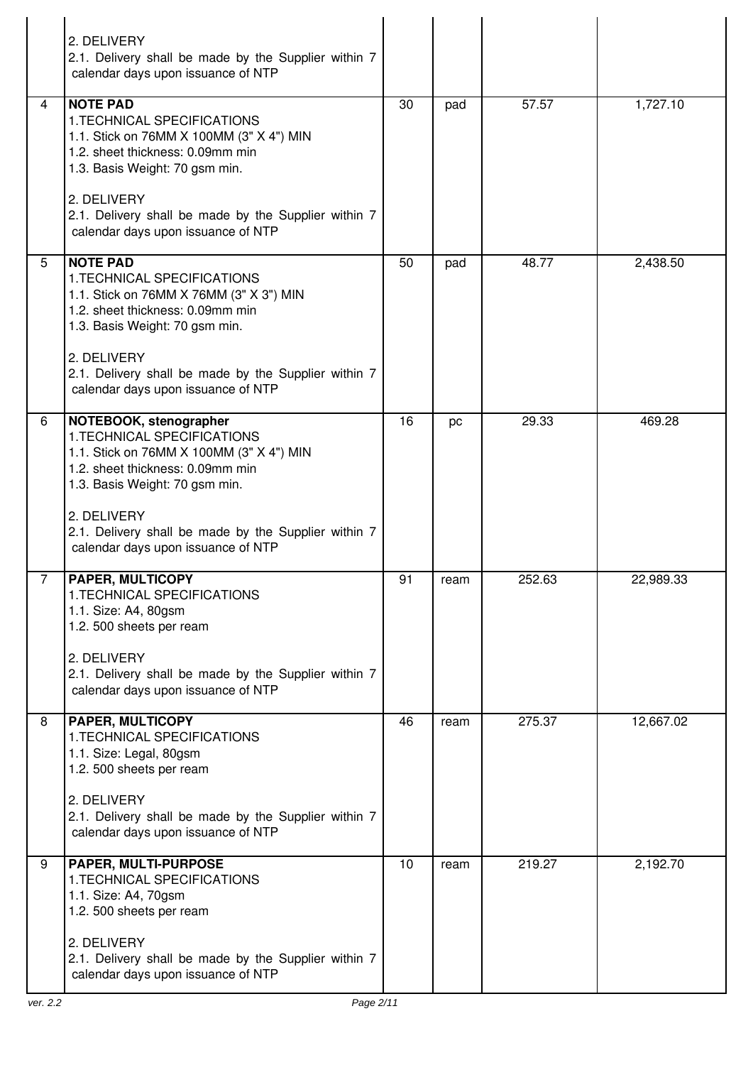| | | | | | |
|---|---|---|---|---|---|
| | 2. DELIVERY<br>2.1. Delivery shall be made by the Supplier within 7 calendar days upon issuance of NTP | | | | |
| 4 | **NOTE PAD**<br>1.TECHNICAL SPECIFICATIONS<br>1.1. Stick on 76MM X 100MM (3" X 4") MIN<br>1.2. sheet thickness: 0.09mm min<br>1.3. Basis Weight: 70 gsm min.<br><br>2. DELIVERY<br>2.1. Delivery shall be made by the Supplier within 7 calendar days upon issuance of NTP | 30 | pad | 57.57 | 1,727.10 |
| 5 | **NOTE PAD**<br>1.TECHNICAL SPECIFICATIONS<br>1.1. Stick on 76MM X 76MM (3" X 3") MIN<br>1.2. sheet thickness: 0.09mm min<br>1.3. Basis Weight: 70 gsm min.<br><br>2. DELIVERY<br>2.1. Delivery shall be made by the Supplier within 7 calendar days upon issuance of NTP | 50 | pad | 48.77 | 2,438.50 |
| 6 | **NOTEBOOK, stenographer**<br>1.TECHNICAL SPECIFICATIONS<br>1.1. Stick on 76MM X 100MM (3" X 4") MIN<br>1.2. sheet thickness: 0.09mm min<br>1.3. Basis Weight: 70 gsm min.<br><br>2. DELIVERY<br>2.1. Delivery shall be made by the Supplier within 7 calendar days upon issuance of NTP | 16 | pc | 29.33 | 469.28 |
| 7 | **PAPER, MULTICOPY**<br>1.TECHNICAL SPECIFICATIONS<br>1.1. Size: A4, 80gsm<br>1.2. 500 sheets per ream<br><br>2. DELIVERY<br>2.1. Delivery shall be made by the Supplier within 7 calendar days upon issuance of NTP | 91 | ream | 252.63 | 22,989.33 |
| 8 | **PAPER, MULTICOPY**<br>1.TECHNICAL SPECIFICATIONS<br>1.1. Size: Legal, 80gsm<br>1.2. 500 sheets per ream<br><br>2. DELIVERY<br>2.1. Delivery shall be made by the Supplier within 7 calendar days upon issuance of NTP | 46 | ream | 275.37 | 12,667.02 |
| 9 | **PAPER, MULTI-PURPOSE**<br>1.TECHNICAL SPECIFICATIONS<br>1.1. Size: A4, 70gsm<br>1.2. 500 sheets per ream<br><br>2. DELIVERY<br>2.1. Delivery shall be made by the Supplier within 7 calendar days upon issuance of NTP | 10 | ream | 219.27 | 2,192.70 |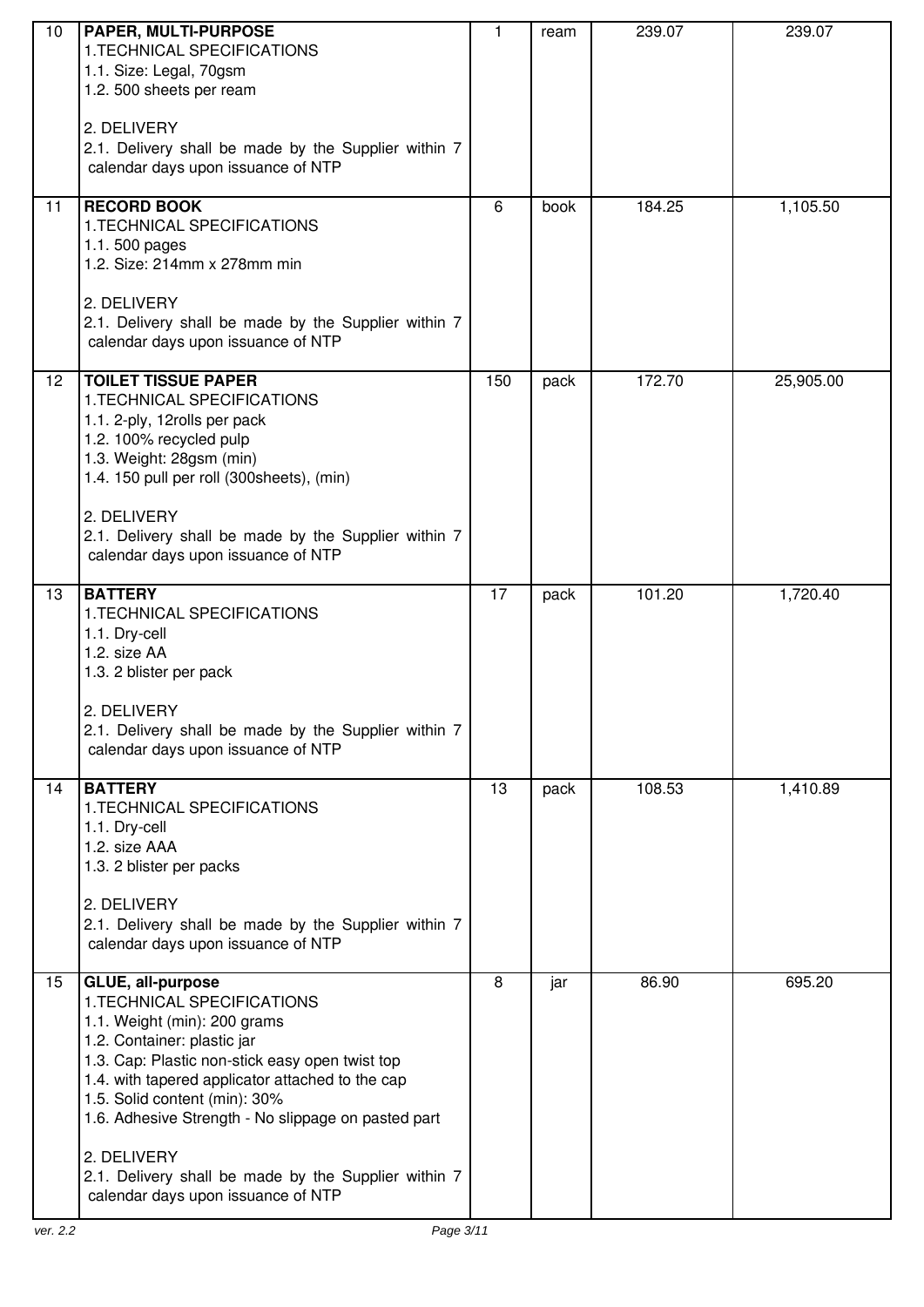| 10 | **PAPER, MULTI-PURPOSE**<br>1.TECHNICAL SPECIFICATIONS<br>1.1. Size: Legal, 70gsm<br>1.2. 500 sheets per ream<br><br>2. DELIVERY<br>2.1. Delivery shall be made by the Supplier within 7 calendar days upon issuance of NTP | 1 | ream | 239.07 | 239.07 |
|---|---|---|---|---|---|
| 11 | **RECORD BOOK**<br>1.TECHNICAL SPECIFICATIONS<br>1.1. 500 pages<br>1.2. Size: 214mm x 278mm min<br><br>2. DELIVERY<br>2.1. Delivery shall be made by the Supplier within 7 calendar days upon issuance of NTP | 6 | book | 184.25 | 1,105.50 |
| 12 | **TOILET TISSUE PAPER**<br>1.TECHNICAL SPECIFICATIONS<br>1.1. 2-ply, 12rolls per pack<br>1.2. 100% recycled pulp<br>1.3. Weight: 28gsm (min)<br>1.4. 150 pull per roll (300sheets), (min)<br><br>2. DELIVERY<br>2.1. Delivery shall be made by the Supplier within 7 calendar days upon issuance of NTP | 150 | pack | 172.70 | 25,905.00 |
| 13 | **BATTERY**<br>1.TECHNICAL SPECIFICATIONS<br>1.1. Dry-cell<br>1.2. size AA<br>1.3. 2 blister per pack<br><br>2. DELIVERY<br>2.1. Delivery shall be made by the Supplier within 7 calendar days upon issuance of NTP | 17 | pack | 101.20 | 1,720.40 |
| 14 | **BATTERY**<br>1.TECHNICAL SPECIFICATIONS<br>1.1. Dry-cell<br>1.2. size AAA<br>1.3. 2 blister per packs<br><br>2. DELIVERY<br>2.1. Delivery shall be made by the Supplier within 7 calendar days upon issuance of NTP | 13 | pack | 108.53 | 1,410.89 |
| 15 | **GLUE, all-purpose**<br>1.TECHNICAL SPECIFICATIONS<br>1.1. Weight (min): 200 grams<br>1.2. Container: plastic jar<br>1.3. Cap: Plastic non-stick easy open twist top<br>1.4. with tapered applicator attached to the cap<br>1.5. Solid content (min): 30%<br>1.6. Adhesive Strength - No slippage on pasted part<br><br>2. DELIVERY<br>2.1. Delivery shall be made by the Supplier within 7 calendar days upon issuance of NTP | 8 | jar | 86.90 | 695.20 |

ver. 2.2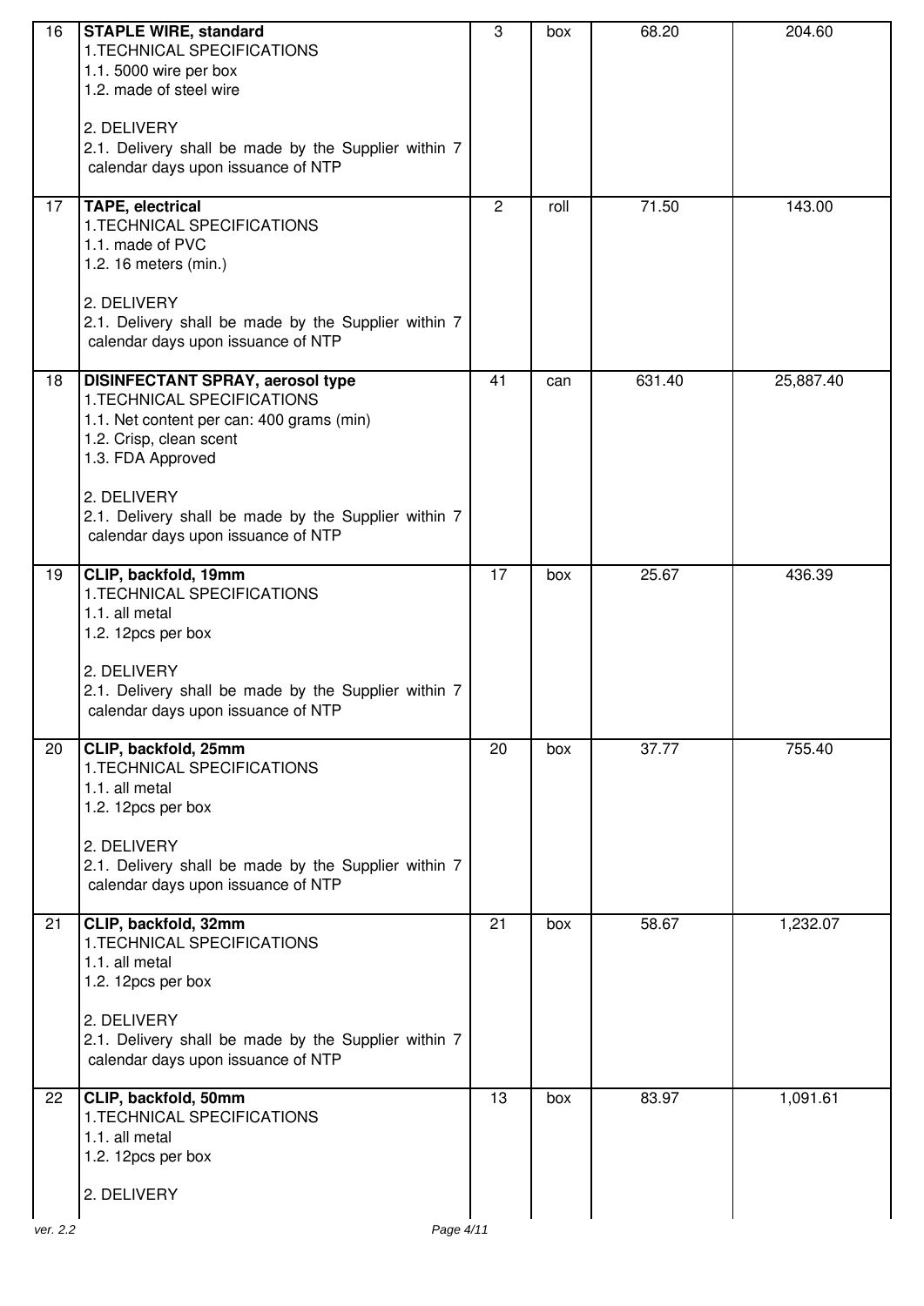| | | | | | |
|---|---|---|---|---|---|
| 16 | **STAPLE WIRE, standard**<br>1.TECHNICAL SPECIFICATIONS<br>1.1. 5000 wire per box<br>1.2. made of steel wire<br><br>2. DELIVERY<br>2.1. Delivery shall be made by the Supplier within 7 calendar days upon issuance of NTP | 3 | box | 68.20 | 204.60 |
| 17 | **TAPE, electrical**<br>1.TECHNICAL SPECIFICATIONS<br>1.1. made of PVC<br>1.2. 16 meters (min.)<br><br>2. DELIVERY<br>2.1. Delivery shall be made by the Supplier within 7 calendar days upon issuance of NTP | 2 | roll | 71.50 | 143.00 |
| 18 | **DISINFECTANT SPRAY, aerosol type**<br>1.TECHNICAL SPECIFICATIONS<br>1.1. Net content per can: 400 grams (min)<br>1.2. Crisp, clean scent<br>1.3. FDA Approved<br><br>2. DELIVERY<br>2.1. Delivery shall be made by the Supplier within 7 calendar days upon issuance of NTP | 41 | can | 631.40 | 25,887.40 |
| 19 | **CLIP, backfold, 19mm**<br>1.TECHNICAL SPECIFICATIONS<br>1.1. all metal<br>1.2. 12pcs per box<br><br>2. DELIVERY<br>2.1. Delivery shall be made by the Supplier within 7 calendar days upon issuance of NTP | 17 | box | 25.67 | 436.39 |
| 20 | **CLIP, backfold, 25mm**<br>1.TECHNICAL SPECIFICATIONS<br>1.1. all metal<br>1.2. 12pcs per box<br><br>2. DELIVERY<br>2.1. Delivery shall be made by the Supplier within 7 calendar days upon issuance of NTP | 20 | box | 37.77 | 755.40 |
| 21 | **CLIP, backfold, 32mm**<br>1.TECHNICAL SPECIFICATIONS<br>1.1. all metal<br>1.2. 12pcs per box<br><br>2. DELIVERY<br>2.1. Delivery shall be made by the Supplier within 7 calendar days upon issuance of NTP | 21 | box | 58.67 | 1,232.07 |
| 22 | **CLIP, backfold, 50mm**<br>1.TECHNICAL SPECIFICATIONS<br>1.1. all metal<br>1.2. 12pcs per box<br><br>2. DELIVERY | 13 | box | 83.97 | 1,091.61 |

ver. 2.2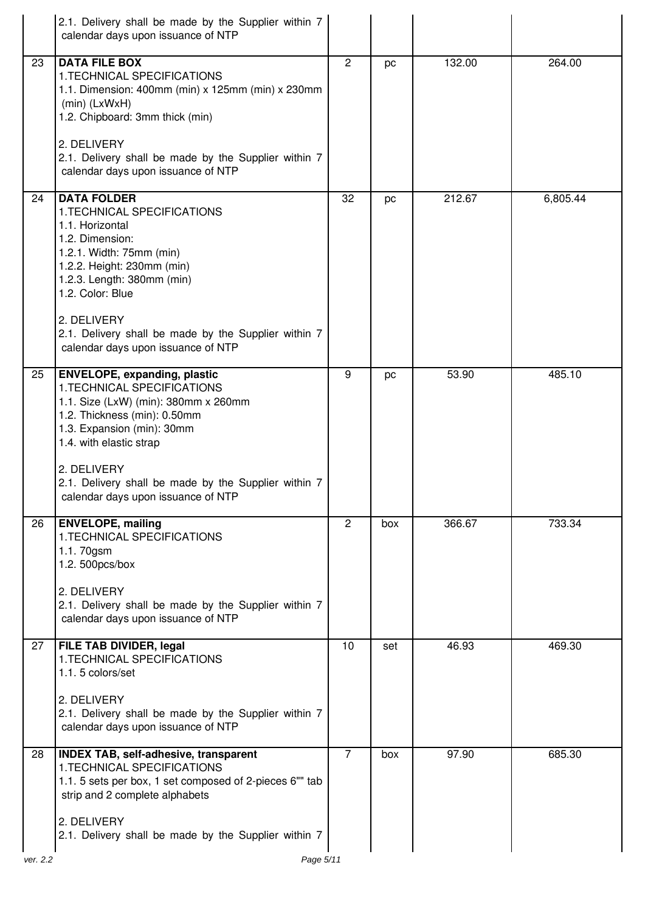| | | | | | |
|---|---|---|---|---|---|
| | 2.1. Delivery shall be made by the Supplier within 7 calendar days upon issuance of NTP | | | | |
| 23 | **DATA FILE BOX**<br>1.TECHNICAL SPECIFICATIONS<br>1.1. Dimension: 400mm (min) x 125mm (min) x 230mm (min) (LxWxH)<br>1.2. Chipboard: 3mm thick (min)<br><br>2. DELIVERY<br>2.1. Delivery shall be made by the Supplier within 7 calendar days upon issuance of NTP | 2 | pc | 132.00 | 264.00 |
| 24 | **DATA FOLDER**<br>1.TECHNICAL SPECIFICATIONS<br>1.1. Horizontal<br>1.2. Dimension:<br>1.2.1. Width: 75mm (min)<br>1.2.2. Height: 230mm (min)<br>1.2.3. Length: 380mm (min)<br>1.2. Color: Blue<br><br>2. DELIVERY<br>2.1. Delivery shall be made by the Supplier within 7 calendar days upon issuance of NTP | 32 | pc | 212.67 | 6,805.44 |
| 25 | **ENVELOPE, expanding, plastic**<br>1.TECHNICAL SPECIFICATIONS<br>1.1. Size (LxW) (min): 380mm x 260mm<br>1.2. Thickness (min): 0.50mm<br>1.3. Expansion (min): 30mm<br>1.4. with elastic strap<br><br>2. DELIVERY<br>2.1. Delivery shall be made by the Supplier within 7 calendar days upon issuance of NTP | 9 | pc | 53.90 | 485.10 |
| 26 | **ENVELOPE, mailing**<br>1.TECHNICAL SPECIFICATIONS<br>1.1. 70gsm<br>1.2. 500pcs/box<br><br>2. DELIVERY<br>2.1. Delivery shall be made by the Supplier within 7 calendar days upon issuance of NTP | 2 | box | 366.67 | 733.34 |
| 27 | **FILE TAB DIVIDER, legal**<br>1.TECHNICAL SPECIFICATIONS<br>1.1. 5 colors/set<br><br>2. DELIVERY<br>2.1. Delivery shall be made by the Supplier within 7 calendar days upon issuance of NTP | 10 | set | 46.93 | 469.30 |
| 28 | **INDEX TAB, self-adhesive, transparent**<br>1.TECHNICAL SPECIFICATIONS<br>1.1. 5 sets per box, 1 set composed of 2-pieces 6"" tab strip and 2 complete alphabets<br><br>2. DELIVERY<br>2.1. Delivery shall be made by the Supplier within 7 | 7 | box | 97.90 | 685.30 |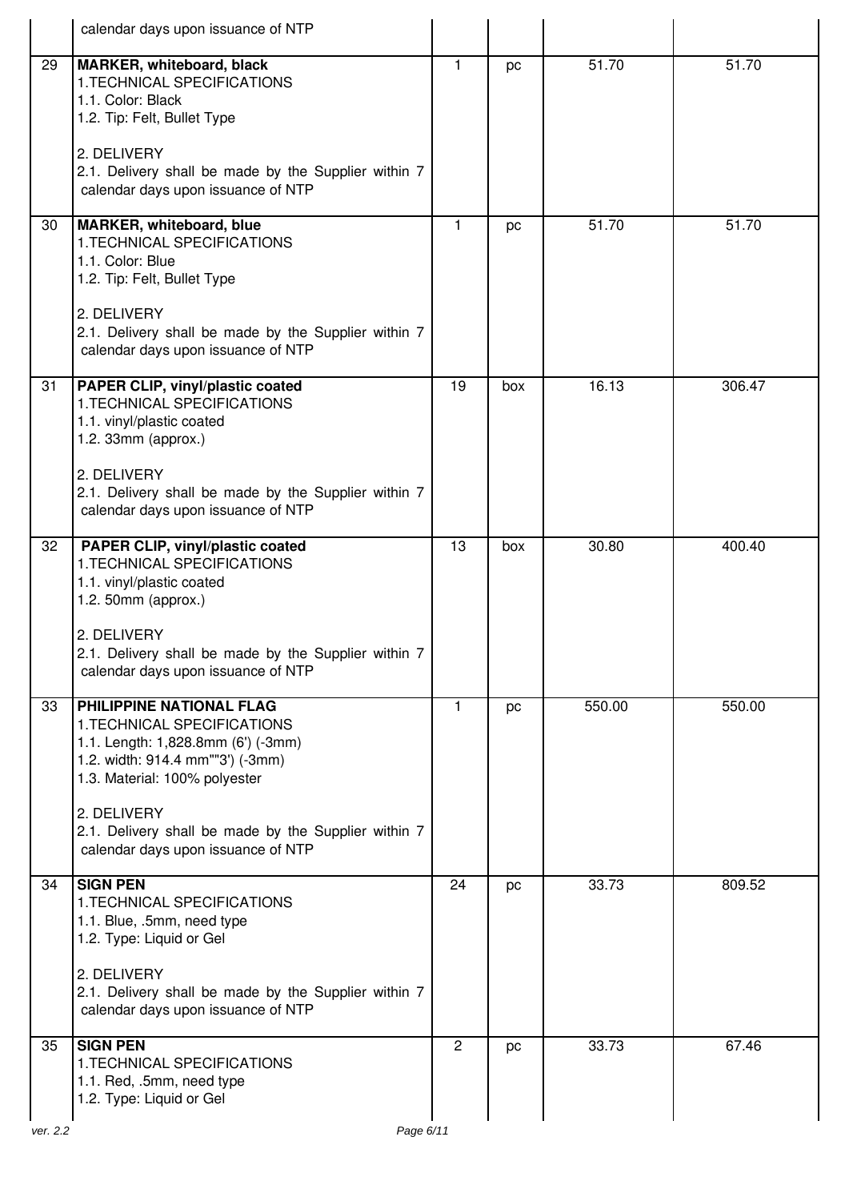| | | | | | |
|---|---|---|---|---|---|
| | calendar days upon issuance of NTP | | | | |
| 29 | **MARKER, whiteboard, black**<br>1.TECHNICAL SPECIFICATIONS<br>1.1. Color: Black<br>1.2. Tip: Felt, Bullet Type<br><br>2. DELIVERY<br>2.1. Delivery shall be made by the Supplier within 7 calendar days upon issuance of NTP | 1 | pc | 51.70 | 51.70 |
| 30 | **MARKER, whiteboard, blue**<br>1.TECHNICAL SPECIFICATIONS<br>1.1. Color: Blue<br>1.2. Tip: Felt, Bullet Type<br><br>2. DELIVERY<br>2.1. Delivery shall be made by the Supplier within 7 calendar days upon issuance of NTP | 1 | pc | 51.70 | 51.70 |
| 31 | **PAPER CLIP, vinyl/plastic coated**<br>1.TECHNICAL SPECIFICATIONS<br>1.1. vinyl/plastic coated<br>1.2. 33mm (approx.)<br><br>2. DELIVERY<br>2.1. Delivery shall be made by the Supplier within 7 calendar days upon issuance of NTP | 19 | box | 16.13 | 306.47 |
| 32 | **PAPER CLIP, vinyl/plastic coated**<br>1.TECHNICAL SPECIFICATIONS<br>1.1. vinyl/plastic coated<br>1.2. 50mm (approx.)<br><br>2. DELIVERY<br>2.1. Delivery shall be made by the Supplier within 7 calendar days upon issuance of NTP | 13 | box | 30.80 | 400.40 |
| 33 | **PHILIPPINE NATIONAL FLAG**<br>1.TECHNICAL SPECIFICATIONS<br>1.1. Length: 1,828.8mm (6') (-3mm)<br>1.2. width: 914.4 mm""3') (-3mm)<br>1.3. Material: 100% polyester<br><br>2. DELIVERY<br>2.1. Delivery shall be made by the Supplier within 7 calendar days upon issuance of NTP | 1 | pc | 550.00 | 550.00 |
| 34 | **SIGN PEN**<br>1.TECHNICAL SPECIFICATIONS<br>1.1. Blue, .5mm, need type<br>1.2. Type: Liquid or Gel<br><br>2. DELIVERY<br>2.1. Delivery shall be made by the Supplier within 7 calendar days upon issuance of NTP | 24 | pc | 33.73 | 809.52 |
| 35 | **SIGN PEN**<br>1.TECHNICAL SPECIFICATIONS<br>1.1. Red, .5mm, need type<br>1.2. Type: Liquid or Gel | 2 | pc | 33.73 | 67.46 |

ver. 2.2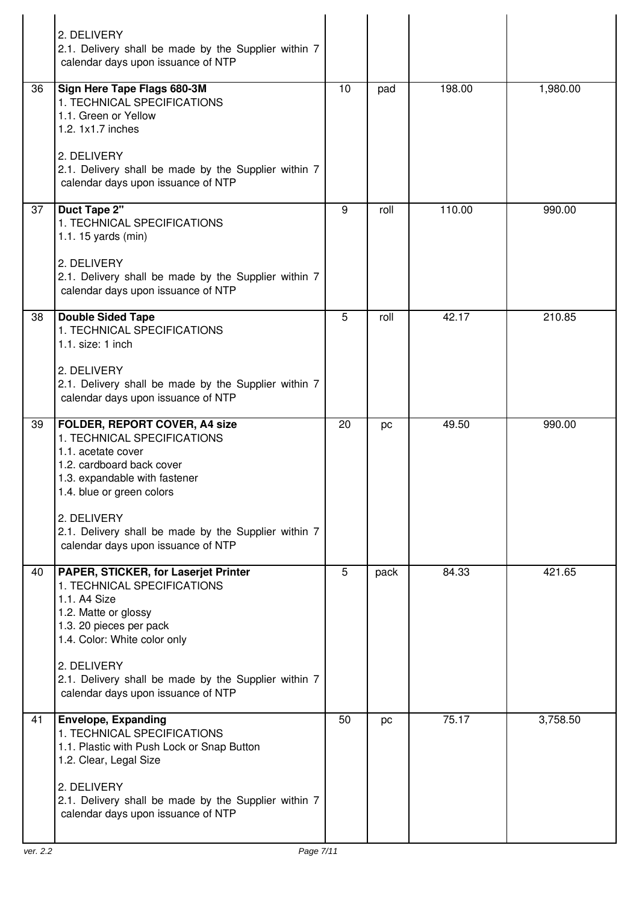| | | | | | |
|---|---|---|---|---|---|
| | 2. DELIVERY<br>2.1. Delivery shall be made by the Supplier within 7 calendar days upon issuance of NTP | | | | |
| 36 | **Sign Here Tape Flags 680-3M**<br>1. TECHNICAL SPECIFICATIONS<br>1.1. Green or Yellow<br>1.2. 1x1.7 inches<br><br>2. DELIVERY<br>2.1. Delivery shall be made by the Supplier within 7 calendar days upon issuance of NTP | 10 | pad | 198.00 | 1,980.00 |
| 37 | **Duct Tape 2"**<br>1. TECHNICAL SPECIFICATIONS<br>1.1. 15 yards (min)<br><br>2. DELIVERY<br>2.1. Delivery shall be made by the Supplier within 7 calendar days upon issuance of NTP | 9 | roll | 110.00 | 990.00 |
| 38 | **Double Sided Tape**<br>1. TECHNICAL SPECIFICATIONS<br>1.1. size: 1 inch<br><br>2. DELIVERY<br>2.1. Delivery shall be made by the Supplier within 7 calendar days upon issuance of NTP | 5 | roll | 42.17 | 210.85 |
| 39 | **FOLDER, REPORT COVER, A4 size**<br>1. TECHNICAL SPECIFICATIONS<br>1.1. acetate cover<br>1.2. cardboard back cover<br>1.3. expandable with fastener<br>1.4. blue or green colors<br><br>2. DELIVERY<br>2.1. Delivery shall be made by the Supplier within 7 calendar days upon issuance of NTP | 20 | pc | 49.50 | 990.00 |
| 40 | **PAPER, STICKER, for Laserjet Printer**<br>1. TECHNICAL SPECIFICATIONS<br>1.1. A4 Size<br>1.2. Matte or glossy<br>1.3. 20 pieces per pack<br>1.4. Color: White color only<br><br>2. DELIVERY<br>2.1. Delivery shall be made by the Supplier within 7 calendar days upon issuance of NTP | 5 | pack | 84.33 | 421.65 |
| 41 | **Envelope, Expanding**<br>1. TECHNICAL SPECIFICATIONS<br>1.1. Plastic with Push Lock or Snap Button<br>1.2. Clear, Legal Size<br><br>2. DELIVERY<br>2.1. Delivery shall be made by the Supplier within 7 calendar days upon issuance of NTP | 50 | pc | 75.17 | 3,758.50 |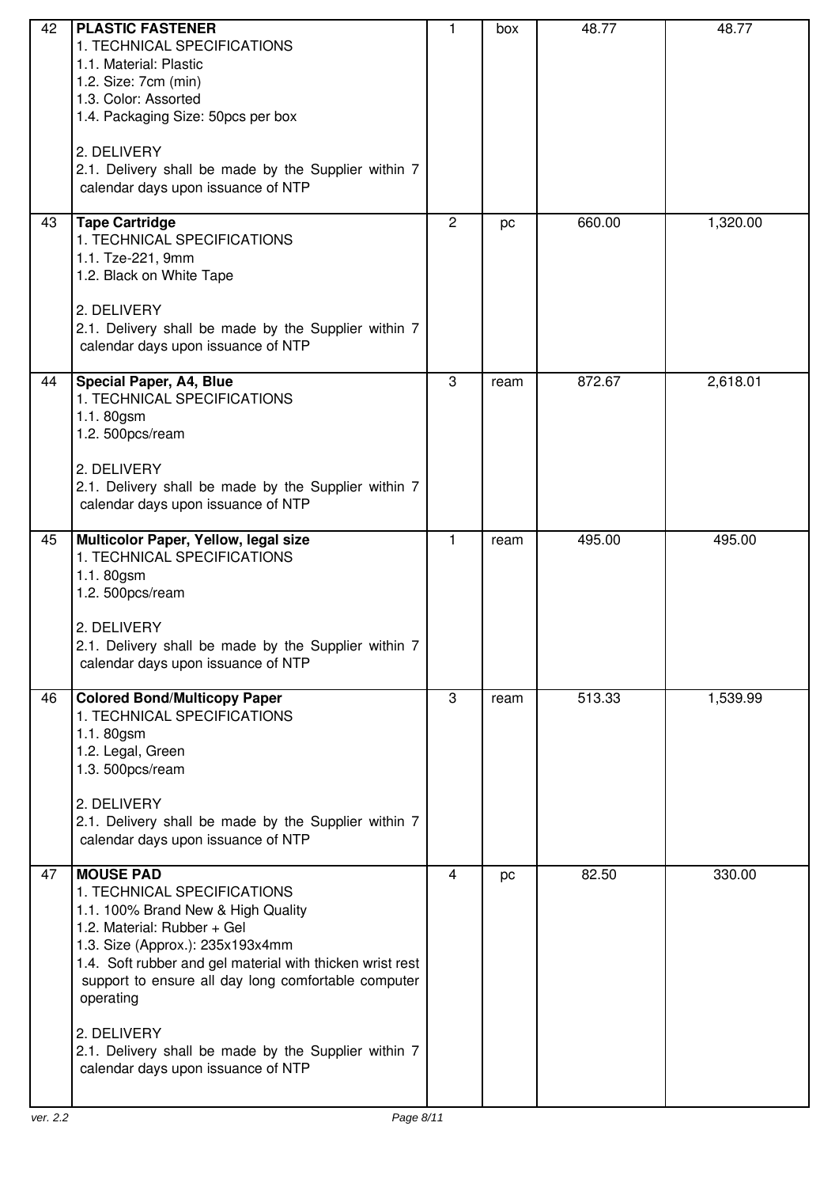| 42 | **PLASTIC FASTENER**<br>1. TECHNICAL SPECIFICATIONS<br>1.1. Material: Plastic<br>1.2. Size: 7cm (min)<br>1.3. Color: Assorted<br>1.4. Packaging Size: 50pcs per box<br><br>2. DELIVERY<br>2.1. Delivery shall be made by the Supplier within 7 calendar days upon issuance of NTP | 1 | box | 48.77 | 48.77 |
|---|---|---|---|---|---|
| 43 | **Tape Cartridge**<br>1. TECHNICAL SPECIFICATIONS<br>1.1. Tze-221, 9mm<br>1.2. Black on White Tape<br><br>2. DELIVERY<br>2.1. Delivery shall be made by the Supplier within 7 calendar days upon issuance of NTP | 2 | pc | 660.00 | 1,320.00 |
| 44 | **Special Paper, A4, Blue**<br>1. TECHNICAL SPECIFICATIONS<br>1.1. 80gsm<br>1.2. 500pcs/ream<br><br>2. DELIVERY<br>2.1. Delivery shall be made by the Supplier within 7 calendar days upon issuance of NTP | 3 | ream | 872.67 | 2,618.01 |
| 45 | **Multicolor Paper, Yellow, legal size**<br>1. TECHNICAL SPECIFICATIONS<br>1.1. 80gsm<br>1.2. 500pcs/ream<br><br>2. DELIVERY<br>2.1. Delivery shall be made by the Supplier within 7 calendar days upon issuance of NTP | 1 | ream | 495.00 | 495.00 |
| 46 | **Colored Bond/Multicopy Paper**<br>1. TECHNICAL SPECIFICATIONS<br>1.1. 80gsm<br>1.2. Legal, Green<br>1.3. 500pcs/ream<br><br>2. DELIVERY<br>2.1. Delivery shall be made by the Supplier within 7 calendar days upon issuance of NTP | 3 | ream | 513.33 | 1,539.99 |
| 47 | **MOUSE PAD**<br>1. TECHNICAL SPECIFICATIONS<br>1.1. 100% Brand New & High Quality<br>1.2. Material: Rubber + Gel<br>1.3. Size (Approx.): 235x193x4mm<br>1.4. Soft rubber and gel material with thicken wrist rest support to ensure all day long comfortable computer operating<br><br>2. DELIVERY<br>2.1. Delivery shall be made by the Supplier within 7 calendar days upon issuance of NTP | 4 | pc | 82.50 | 330.00 |

ver. 2.2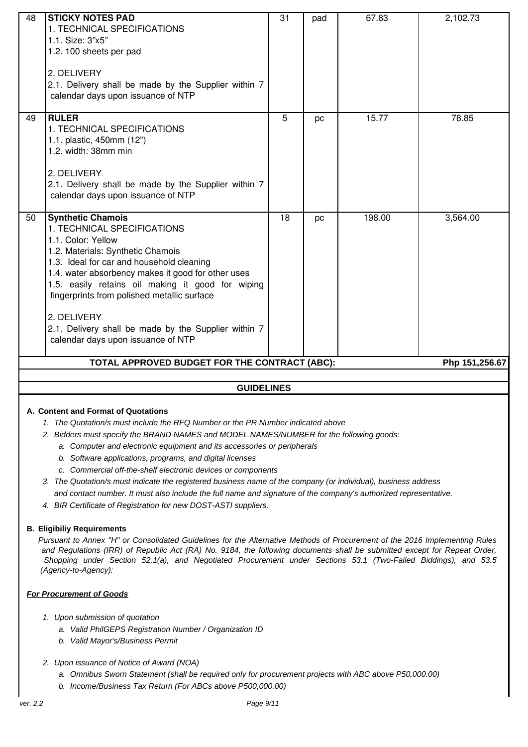| 48 | **STICKY NOTES PAD**<br>1. TECHNICAL SPECIFICATIONS<br>1.1. Size: 3"x5"<br>1.2. 100 sheets per pad<br><br>2. DELIVERY<br>2.1. Delivery shall be made by the Supplier within 7 calendar days upon issuance of NTP | 31 | pad | 67.83 | 2,102.73 |
|---|---|---|---|---|---|
| 49 | **RULER**<br>1. TECHNICAL SPECIFICATIONS<br>1.1. plastic, 450mm (12")<br>1.2. width: 38mm min<br><br>2. DELIVERY<br>2.1. Delivery shall be made by the Supplier within 7 calendar days upon issuance of NTP | 5 | pc | 15.77 | 78.85 |
| 50 | **Synthetic Chamois**<br>1. TECHNICAL SPECIFICATIONS<br>1.1. Color: Yellow<br>1.2. Materials: Synthetic Chamois<br>1.3. Ideal for car and household cleaning<br>1.4. water absorbency makes it good for other uses<br>1.5. easily retains oil making it good for wiping fingerprints from polished metallic surface<br><br>2. DELIVERY<br>2.1. Delivery shall be made by the Supplier within 7 calendar days upon issuance of NTP | 18 | pc | 198.00 | 3,564.00 |
| | **TOTAL APPROVED BUDGET FOR THE CONTRACT (ABC):** | | | | **Php 151,256.67** |

## GUIDELINES

**A. Content and Format of Quotations**

1. *The Quotation/s must include the RFQ Number or the PR Number indicated above*
2. *Bidders must specify the BRAND NAMES and MODEL NAMES/NUMBER for the following goods:*
   a. *Computer and electronic equipment and its accessories or peripherals*
   b. *Software applications, programs, and digital licenses*
   c. *Commercial off-the-shelf electronic devices or components*
3. *The Quotation/s must indicate the registered business name of the company (or individual), business address and contact number. It must also include the full name and signature of the company's authorized representative.*
4. *BIR Certificate of Registration for new DOST-ASTI suppliers.*

**B. Eligibiliy Requirements**

*Pursuant to Annex "H" or Consolidated Guidelines for the Alternative Methods of Procurement of the 2016 Implementing Rules and Regulations (IRR) of Republic Act (RA) No. 9184, the following documents shall be submitted except for Repeat Order, Shopping under Section 52.1(a), and Negotiated Procurement under Sections 53.1 (Two-Failed Biddings), and 53.5 (Agency-to-Agency):*

***For Procurement of Goods***

1. *Upon submission of quotation*
   a. *Valid PhilGEPS Registration Number / Organization ID*
   b. *Valid Mayor's/Business Permit*
2. *Upon issuance of Notice of Award (NOA)*
   a. *Omnibus Sworn Statement (shall be required only for procurement projects with ABC above P50,000.00)*
   b. *Income/Business Tax Return (For ABCs above P500,000.00)*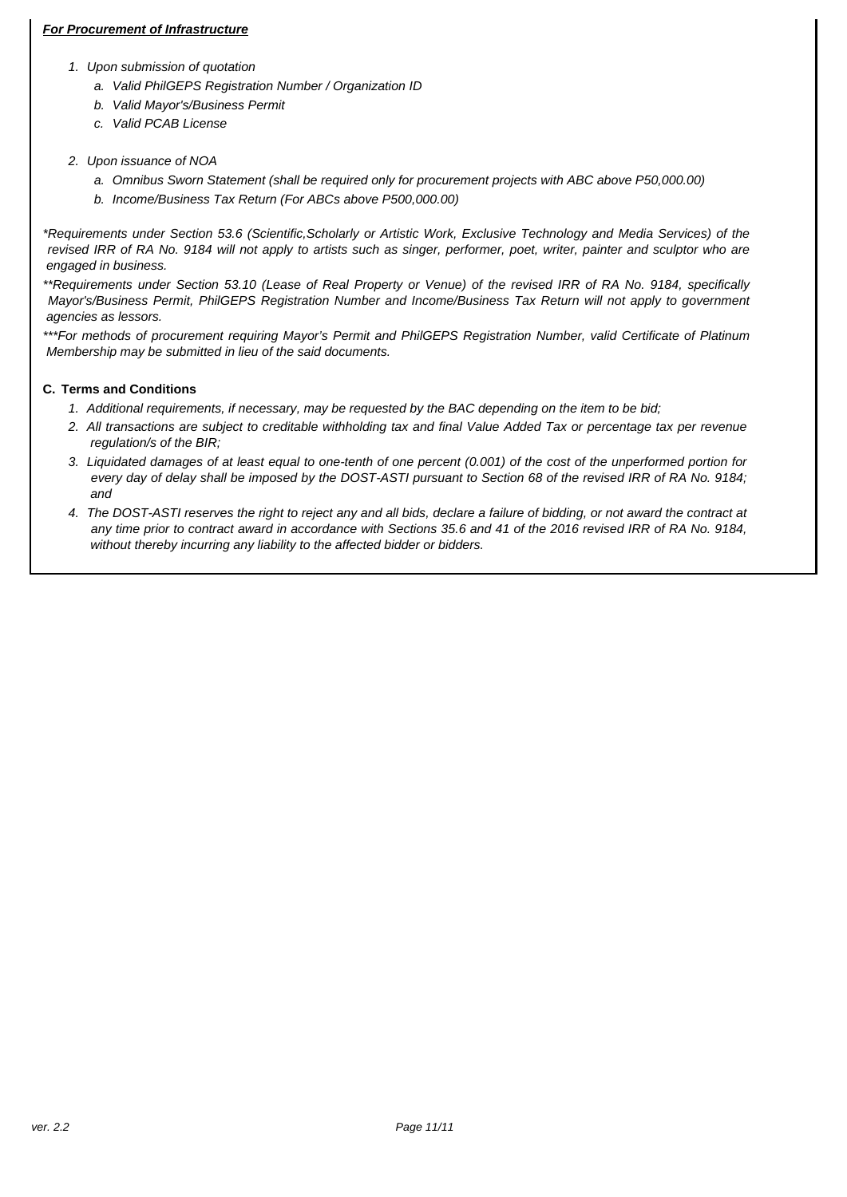***For Procurement of Infrastructure***

1. *Upon submission of quotation*
   a. *Valid PhilGEPS Registration Number / Organization ID*
   b. *Valid Mayor's/Business Permit*
   c. *Valid PCAB License*

2. *Upon issuance of NOA*
   a. *Omnibus Sworn Statement (shall be required only for procurement projects with ABC above P50,000.00)*
   b. *Income/Business Tax Return (For ABCs above P500,000.00)*

**Requirements under Section 53.6 (Scientific,Scholarly or Artistic Work, Exclusive Technology and Media Services) of the revised IRR of RA No. 9184 will not apply to artists such as singer, performer, poet, writer, painter and sculptor who are engaged in business.*

***Requirements under Section 53.10 (Lease of Real Property or Venue) of the revised IRR of RA No. 9184, specifically Mayor's/Business Permit, PhilGEPS Registration Number and Income/Business Tax Return will not apply to government agencies as lessors.*

****For methods of procurement requiring Mayor's Permit and PhilGEPS Registration Number, valid Certificate of Platinum Membership may be submitted in lieu of the said documents.*

**C. Terms and Conditions**

1. *Additional requirements, if necessary, may be requested by the BAC depending on the item to be bid;*
2. *All transactions are subject to creditable withholding tax and final Value Added Tax or percentage tax per revenue regulation/s of the BIR;*
3. *Liquidated damages of at least equal to one-tenth of one percent (0.001) of the cost of the unperformed portion for every day of delay shall be imposed by the DOST-ASTI pursuant to Section 68 of the revised IRR of RA No. 9184; and*
4. *The DOST-ASTI reserves the right to reject any and all bids, declare a failure of bidding, or not award the contract at any time prior to contract award in accordance with Sections 35.6 and 41 of the 2016 revised IRR of RA No. 9184, without thereby incurring any liability to the affected bidder or bidders.*